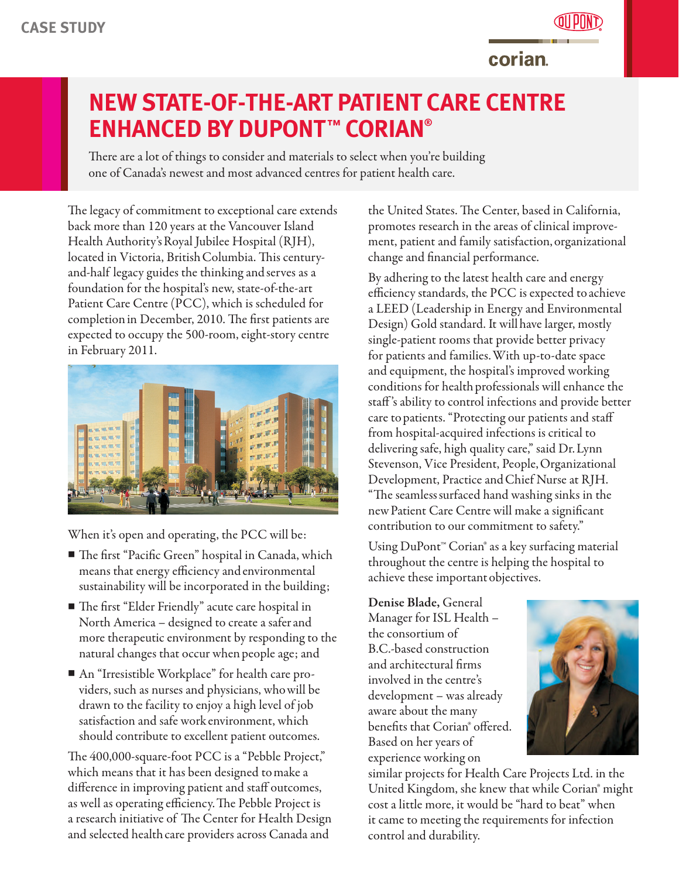CASE STUDY

# NEW STATE-OF-THE-ART PATIENT CARE CENTRE ENHANCED BY DUPONT™ CORIAN®

There are a lot of things to consider and materials to select when you're building one of Canada's newest and most advanced centres for patient health care.

The legacy of commitment to exceptional care extends back more than 120 years at the Vancouver Island Health Authority's Royal Jubilee Hospital (RJH), located in Victoria, British Columbia. This century-and-half legacy guides the thinking and serves as a foundation for the hospital's new, state-of-the-art Patient Care Centre (PCC), which is scheduled for completion in December, 2010. The first patients are expected to occupy the 500-room, eight-story centre in February 2011.

When it's open and operating, the PCC will be:

- The first "Pacific Green" hospital in Canada, which means that energy efficiency and environmental sustainability will be incorporated in the building;
- The first "Elder Friendly" acute care hospital in North America – designed to create a safer and more therapeutic environment by responding to the natural changes that occur when people age; and
- An "Irresistible Workplace" for health care providers, such as nurses and physicians, who will be drawn to the facility to enjoy a high level of job satisfaction and safe work environment, which should contribute to excellent patient outcomes.

The 400,000-square-foot PCC is a "Pebble Project," which means that it has been designed to make a difference in improving patient and staff outcomes, as well as operating efficiency. The Pebble Project is a research initiative of The Center for Health Design and selected health care providers across Canada and the United States. The Center, based in California, promotes research in the areas of clinical improvement, patient and family satisfaction, organizational change and financial performance.

By adhering to the latest health care and energy efficiency standards, the PCC is expected to achieve a LEED (Leadership in Energy and Environmental Design) Gold standard. It will have larger, mostly single-patient rooms that provide better privacy for patients and families. With up-to-date space and equipment, the hospital's improved working conditions for health professionals will enhance the staff's ability to control infections and provide better care to patients. "Protecting our patients and staff from hospital-acquired infections is critical to delivering safe, high quality care," said Dr. Lynn Stevenson, Vice President, People, Organizational Development, Practice and Chief Nurse at RJH. "The seamless surfaced hand washing sinks in the new Patient Care Centre will make a significant contribution to our commitment to safety."

Using DuPont™ Corian® as a key surfacing material throughout the centre is helping the hospital to achieve these important objectives.

**Denise Blade,** General Manager for ISL Health – the consortium of B.C.-based construction and architectural firms involved in the centre's development – was already aware about the many benefits that Corian® offered. Based on her years of experience working on similar projects for Health Care Projects Ltd. in the United Kingdom, she knew that while Corian® might cost a little more, it would be "hard to beat" when it came to meeting the requirements for infection control and durability.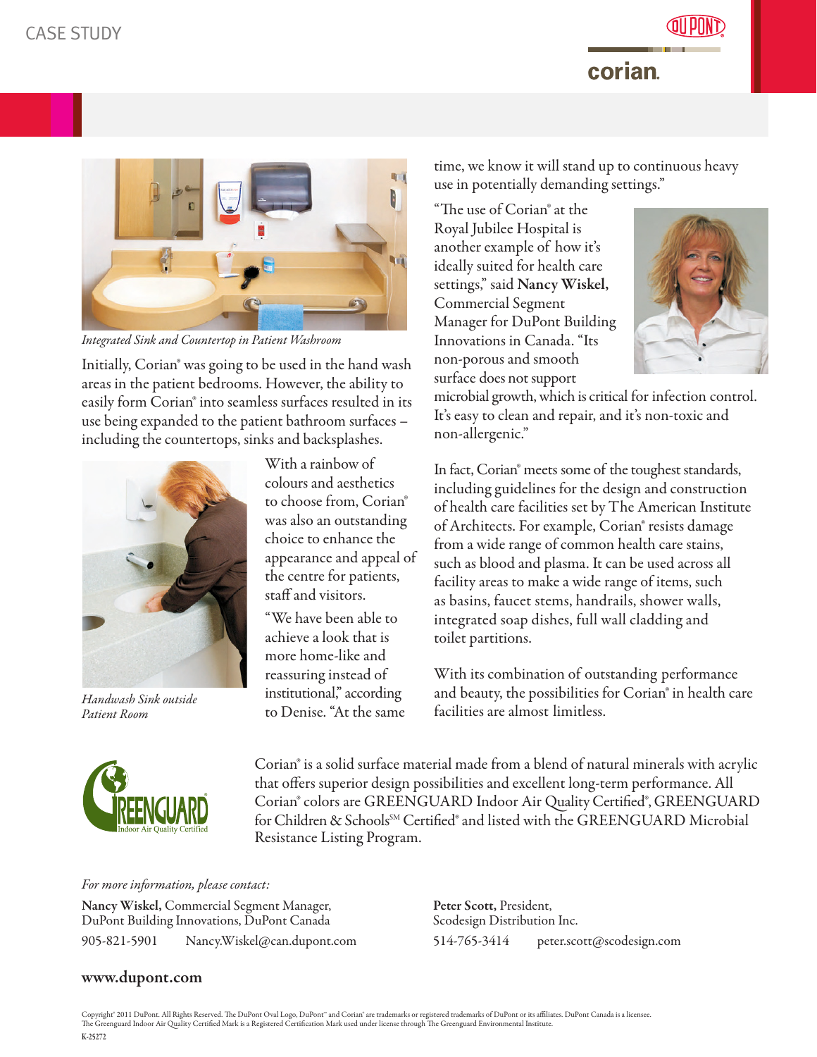*Integrated Sink and Countertop in Patient Washroom*

Initially, Corian® was going to be used in the hand wash areas in the patient bedrooms. However, the ability to easily form Corian® into seamless surfaces resulted in its use being expanded to the patient bathroom surfaces – including the countertops, sinks and backsplashes.

*Handwash Sink outside Patient Room*

With a rainbow of colours and aesthetics to choose from, Corian® was also an outstanding choice to enhance the appearance and appeal of the centre for patients, staff and visitors.

"We have been able to achieve a look that is more home-like and reassuring instead of institutional," according to Denise. "At the same time, we know it will stand up to continuous heavy use in potentially demanding settings."

"The use of Corian® at the Royal Jubilee Hospital is another example of how it's ideally suited for health care settings," said **Nancy Wiskel,** Commercial Segment Manager for DuPont Building Innovations in Canada. "Its non-porous and smooth surface does not support microbial growth, which is critical for infection control. It's easy to clean and repair, and it's non-toxic and non-allergenic."

In fact, Corian® meets some of the toughest standards, including guidelines for the design and construction of health care facilities set by The American Institute of Architects. For example, Corian® resists damage from a wide range of common health care stains, such as blood and plasma. It can be used across all facility areas to make a wide range of items, such as basins, faucet stems, handrails, shower walls, integrated soap dishes, full wall cladding and toilet partitions.

With its combination of outstanding performance and beauty, the possibilities for Corian® in health care facilities are almost limitless.

Corian® is a solid surface material made from a blend of natural minerals with acrylic that offers superior design possibilities and excellent long-term performance. All Corian® colors are GREENGUARD Indoor Air Quality Certified®, GREENGUARD for Children & Schools℠ Certified® and listed with the GREENGUARD Microbial Resistance Listing Program.

*For more information, please contact:*

**Nancy Wiskel,** Commercial Segment Manager,
DuPont Building Innovations, DuPont Canada
905-821-5901 Nancy.Wiskel@can.dupont.com

**Peter Scott,** President,
Scodesign Distribution Inc.
514-765-3414 peter.scott@scodesign.com

**www.dupont.com**

Copyright© 2011 DuPont. All Rights Reserved. The DuPont Oval Logo, DuPont™ and Corian® are trademarks or registered trademarks of DuPont or its affiliates. DuPont Canada is a licensee.
The Greenguard Indoor Air Quality Certified Mark is a Registered Certification Mark used under license through The Greenguard Environmental Institute.
K-25272